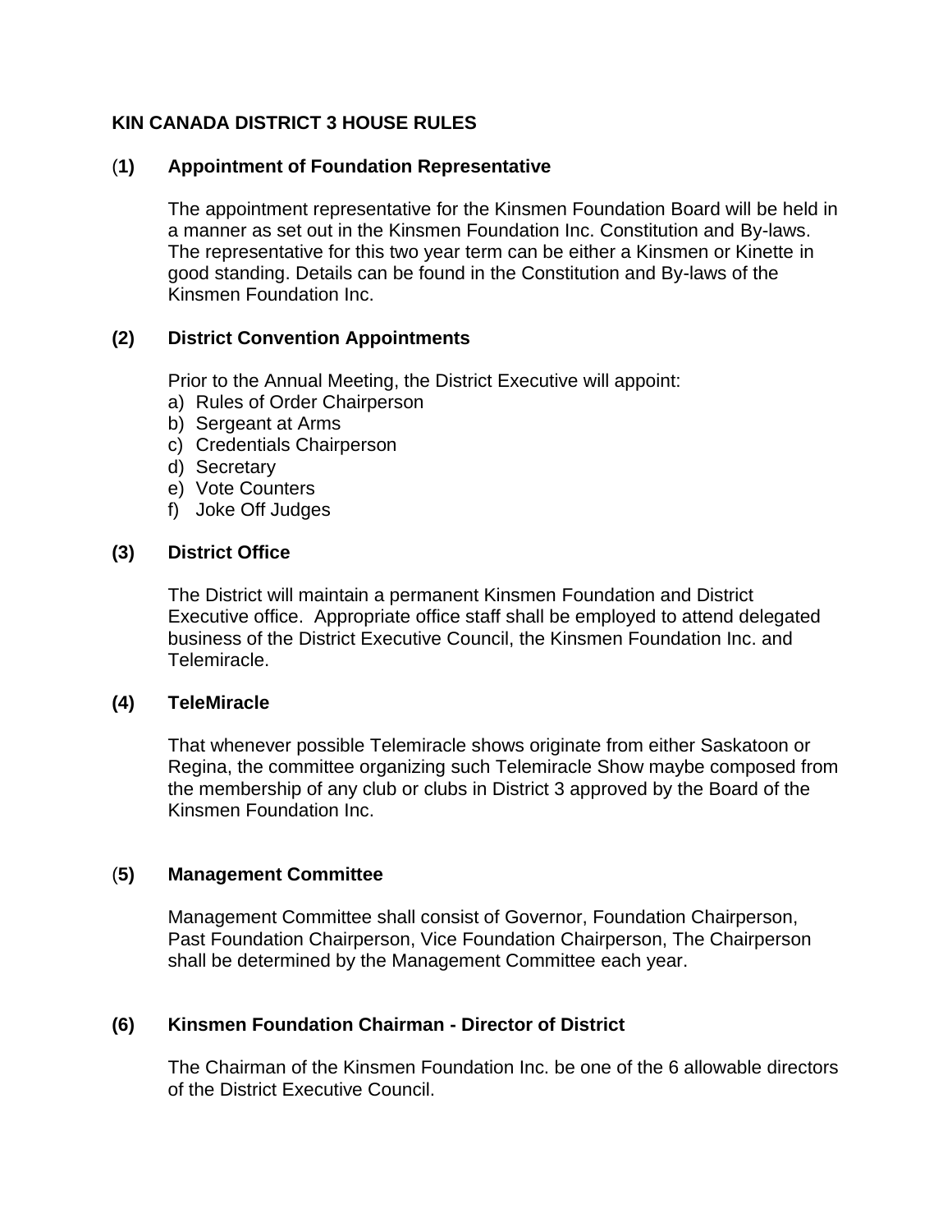# KIN CANADA DISTRICT 3 HOUSE RULES

## (1) Appointment of Foundation Representative

The appointment representative for the Kinsmen Foundation Board will be held in a manner as set out in the Kinsmen Foundation Inc. Constitution and By-laws. The representative for this two year term can be either a Kinsmen or Kinette in good standing. Details can be found in the Constitution and By-laws of the Kinsmen Foundation Inc.

## (2) District Convention Appointments

Prior to the Annual Meeting, the District Executive will appoint:

a) Rules of Order Chairperson
b) Sergeant at Arms
c) Credentials Chairperson
d) Secretary
e) Vote Counters
f) Joke Off Judges

## (3) District Office

The District will maintain a permanent Kinsmen Foundation and District Executive office. Appropriate office staff shall be employed to attend delegated business of the District Executive Council, the Kinsmen Foundation Inc. and Telemiracle.

## (4) TeleMiracle

That whenever possible Telemiracle shows originate from either Saskatoon or Regina, the committee organizing such Telemiracle Show maybe composed from the membership of any club or clubs in District 3 approved by the Board of the Kinsmen Foundation Inc.

## (5) Management Committee

Management Committee shall consist of Governor, Foundation Chairperson, Past Foundation Chairperson, Vice Foundation Chairperson, The Chairperson shall be determined by the Management Committee each year.

## (6) Kinsmen Foundation Chairman - Director of District

The Chairman of the Kinsmen Foundation Inc. be one of the 6 allowable directors of the District Executive Council.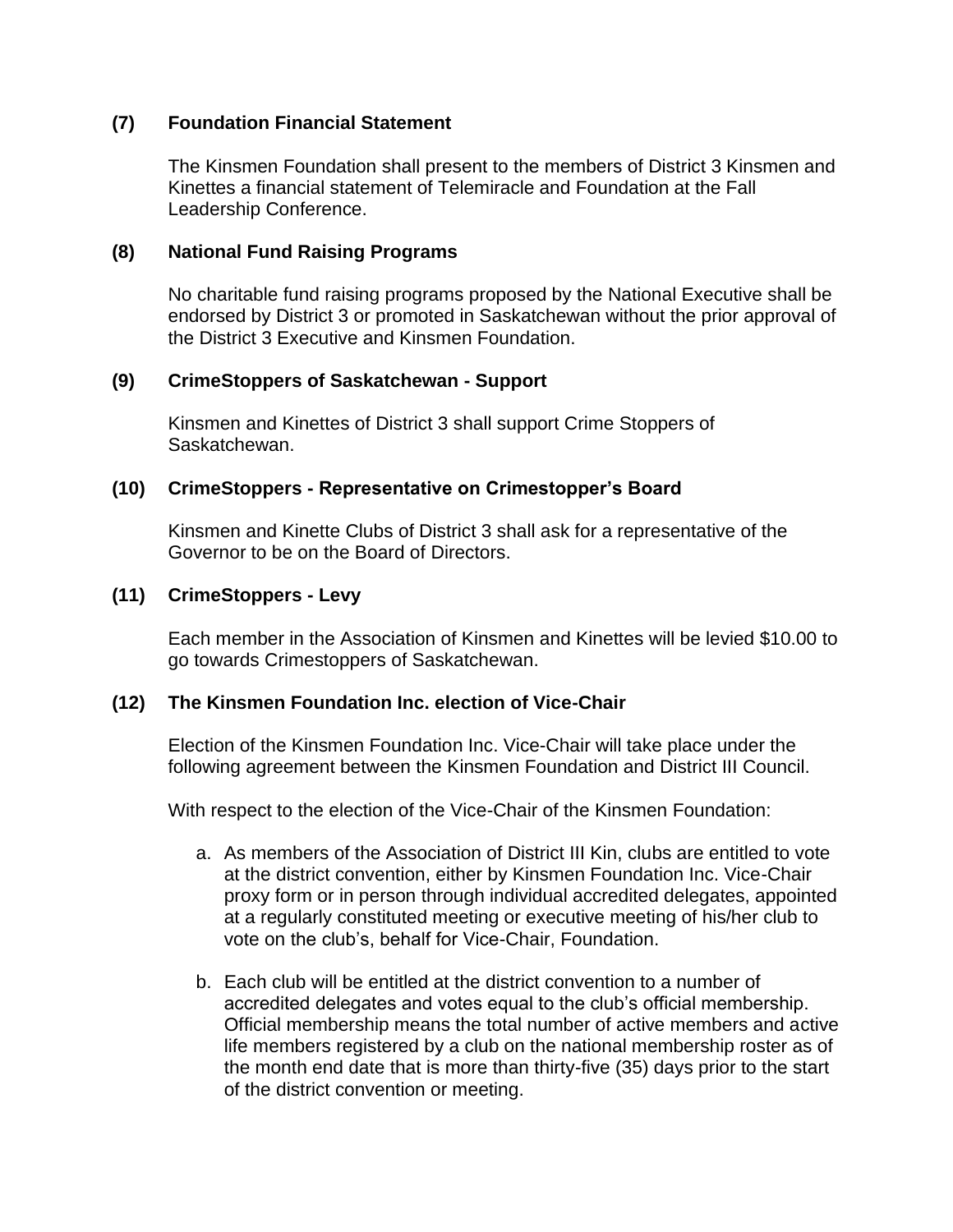### (7) Foundation Financial Statement

The Kinsmen Foundation shall present to the members of District 3 Kinsmen and Kinettes a financial statement of Telemiracle and Foundation at the Fall Leadership Conference.

### (8) National Fund Raising Programs

No charitable fund raising programs proposed by the National Executive shall be endorsed by District 3 or promoted in Saskatchewan without the prior approval of the District 3 Executive and Kinsmen Foundation.

### (9) CrimeStoppers of Saskatchewan - Support

Kinsmen and Kinettes of District 3 shall support Crime Stoppers of Saskatchewan.

### (10) CrimeStoppers - Representative on Crimestopper's Board

Kinsmen and Kinette Clubs of District 3 shall ask for a representative of the Governor to be on the Board of Directors.

### (11) CrimeStoppers - Levy

Each member in the Association of Kinsmen and Kinettes will be levied $10.00 to go towards Crimestoppers of Saskatchewan.

### (12) The Kinsmen Foundation Inc. election of Vice-Chair

Election of the Kinsmen Foundation Inc. Vice-Chair will take place under the following agreement between the Kinsmen Foundation and District III Council.

With respect to the election of the Vice-Chair of the Kinsmen Foundation:

a. As members of the Association of District III Kin, clubs are entitled to vote at the district convention, either by Kinsmen Foundation Inc. Vice-Chair proxy form or in person through individual accredited delegates, appointed at a regularly constituted meeting or executive meeting of his/her club to vote on the club's, behalf for Vice-Chair, Foundation.

b. Each club will be entitled at the district convention to a number of accredited delegates and votes equal to the club's official membership. Official membership means the total number of active members and active life members registered by a club on the national membership roster as of the month end date that is more than thirty-five (35) days prior to the start of the district convention or meeting.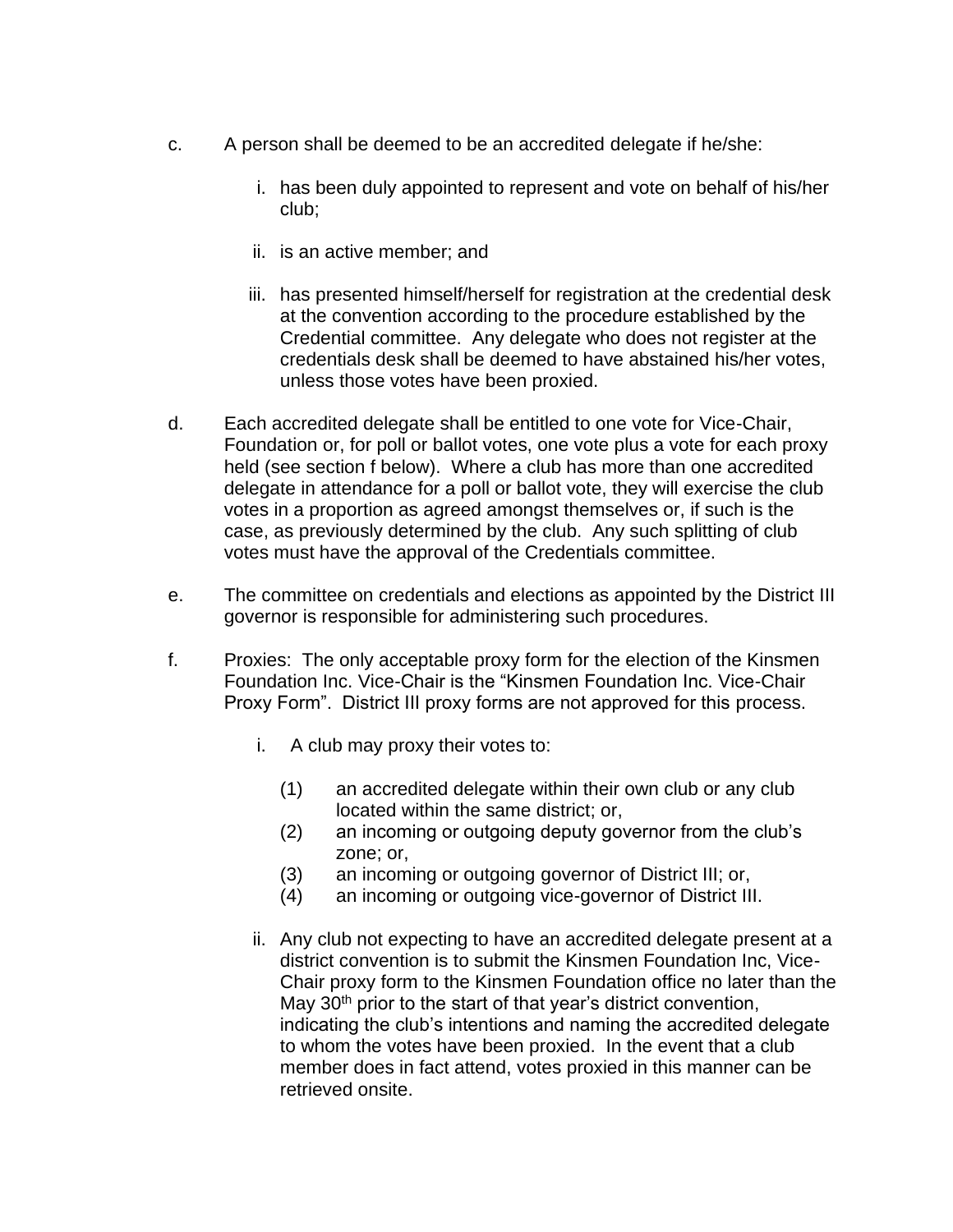c. A person shall be deemed to be an accredited delegate if he/she:

   i. has been duly appointed to represent and vote on behalf of his/her club;

   ii. is an active member; and

   iii. has presented himself/herself for registration at the credential desk at the convention according to the procedure established by the Credential committee. Any delegate who does not register at the credentials desk shall be deemed to have abstained his/her votes, unless those votes have been proxied.

d. Each accredited delegate shall be entitled to one vote for Vice-Chair, Foundation or, for poll or ballot votes, one vote plus a vote for each proxy held (see section f below). Where a club has more than one accredited delegate in attendance for a poll or ballot vote, they will exercise the club votes in a proportion as agreed amongst themselves or, if such is the case, as previously determined by the club. Any such splitting of club votes must have the approval of the Credentials committee.

e. The committee on credentials and elections as appointed by the District III governor is responsible for administering such procedures.

f. Proxies: The only acceptable proxy form for the election of the Kinsmen Foundation Inc. Vice-Chair is the "Kinsmen Foundation Inc. Vice-Chair Proxy Form". District III proxy forms are not approved for this process.

   i. A club may proxy their votes to:

      (1) an accredited delegate within their own club or any club located within the same district; or,
      (2) an incoming or outgoing deputy governor from the club's zone; or,
      (3) an incoming or outgoing governor of District III; or,
      (4) an incoming or outgoing vice-governor of District III.

   ii. Any club not expecting to have an accredited delegate present at a district convention is to submit the Kinsmen Foundation Inc, Vice-Chair proxy form to the Kinsmen Foundation office no later than the May 30th prior to the start of that year's district convention, indicating the club's intentions and naming the accredited delegate to whom the votes have been proxied. In the event that a club member does in fact attend, votes proxied in this manner can be retrieved onsite.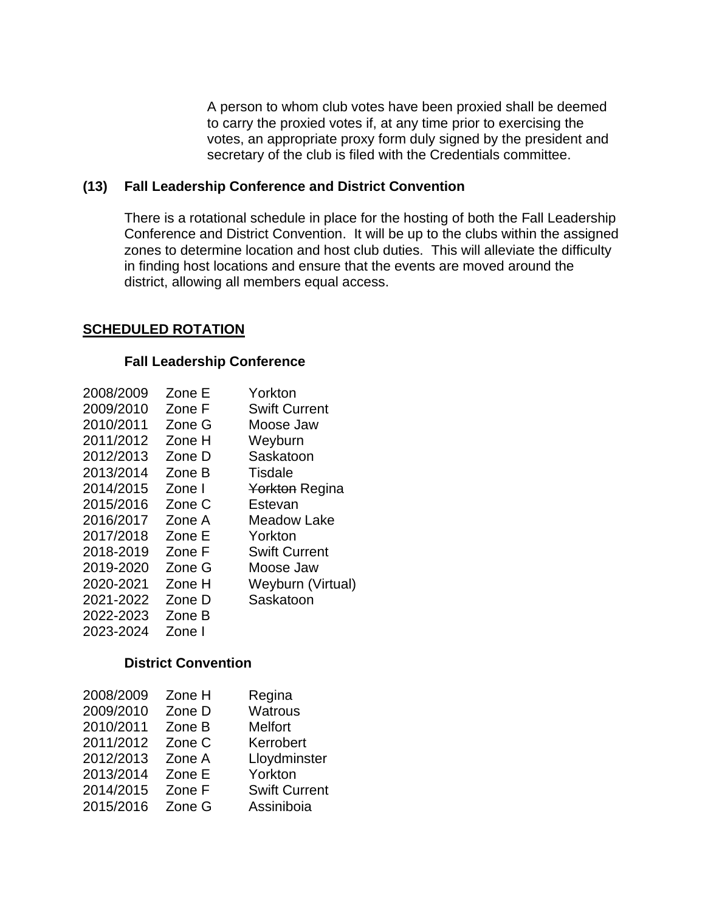A person to whom club votes have been proxied shall be deemed to carry the proxied votes if, at any time prior to exercising the votes, an appropriate proxy form duly signed by the president and secretary of the club is filed with the Credentials committee.

**(13) Fall Leadership Conference and District Convention**

There is a rotational schedule in place for the hosting of both the Fall Leadership Conference and District Convention. It will be up to the clubs within the assigned zones to determine location and host club duties. This will alleviate the difficulty in finding host locations and ensure that the events are moved around the district, allowing all members equal access.

**SCHEDULED ROTATION**

**Fall Leadership Conference**

| | | |
|---|---|---|
| 2008/2009 | Zone E | Yorkton |
| 2009/2010 | Zone F | Swift Current |
| 2010/2011 | Zone G | Moose Jaw |
| 2011/2012 | Zone H | Weyburn |
| 2012/2013 | Zone D | Saskatoon |
| 2013/2014 | Zone B | Tisdale |
| 2014/2015 | Zone I | ~~Yorkton~~ Regina |
| 2015/2016 | Zone C | Estevan |
| 2016/2017 | Zone A | Meadow Lake |
| 2017/2018 | Zone E | Yorkton |
| 2018-2019 | Zone F | Swift Current |
| 2019-2020 | Zone G | Moose Jaw |
| 2020-2021 | Zone H | Weyburn (Virtual) |
| 2021-2022 | Zone D | Saskatoon |
| 2022-2023 | Zone B | |
| 2023-2024 | Zone I | |

**District Convention**

| | | |
|---|---|---|
| 2008/2009 | Zone H | Regina |
| 2009/2010 | Zone D | Watrous |
| 2010/2011 | Zone B | Melfort |
| 2011/2012 | Zone C | Kerrobert |
| 2012/2013 | Zone A | Lloydminster |
| 2013/2014 | Zone E | Yorkton |
| 2014/2015 | Zone F | Swift Current |
| 2015/2016 | Zone G | Assiniboia |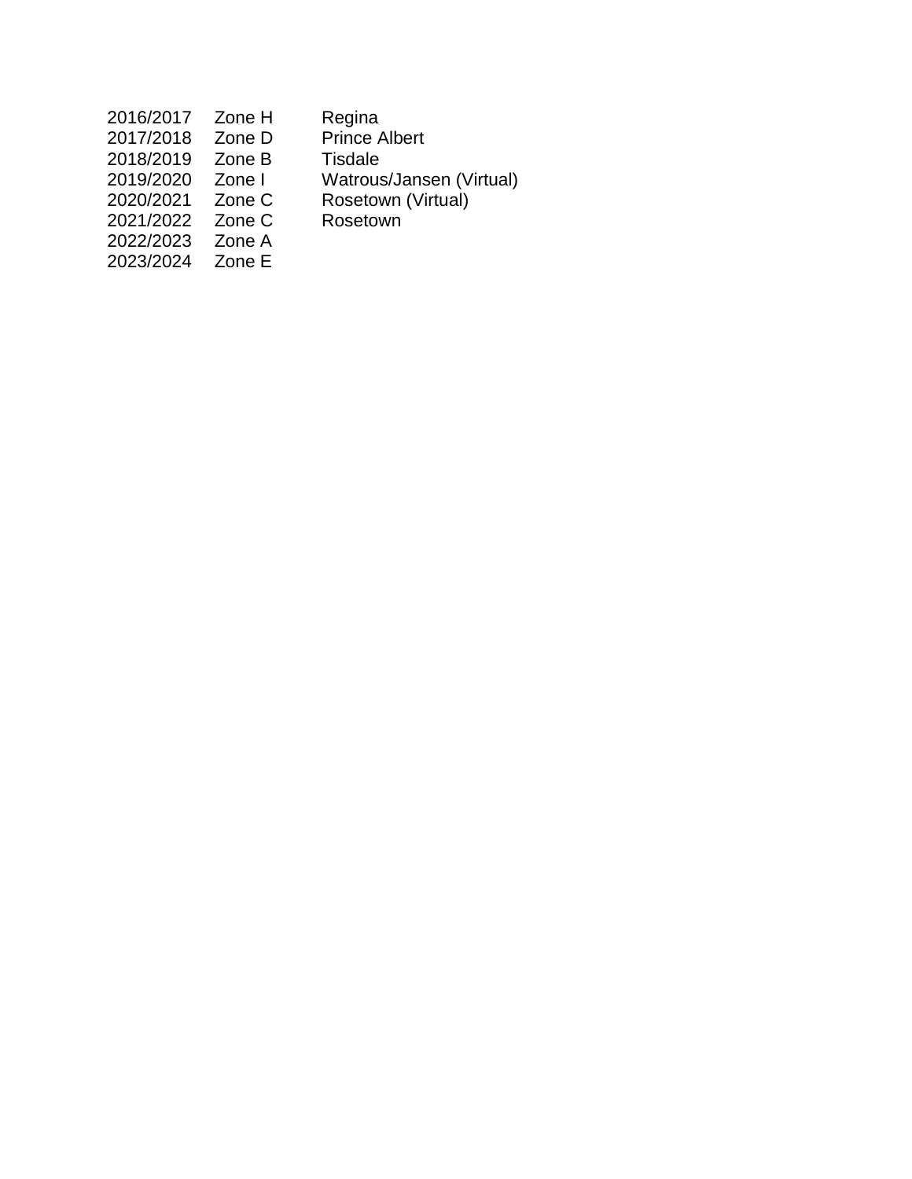| | | |
|---|---|---|
| 2016/2017 | Zone H | Regina |
| 2017/2018 | Zone D | Prince Albert |
| 2018/2019 | Zone B | Tisdale |
| 2019/2020 | Zone I | Watrous/Jansen (Virtual) |
| 2020/2021 | Zone C | Rosetown (Virtual) |
| 2021/2022 | Zone C | Rosetown |
| 2022/2023 | Zone A | |
| 2023/2024 | Zone E | |